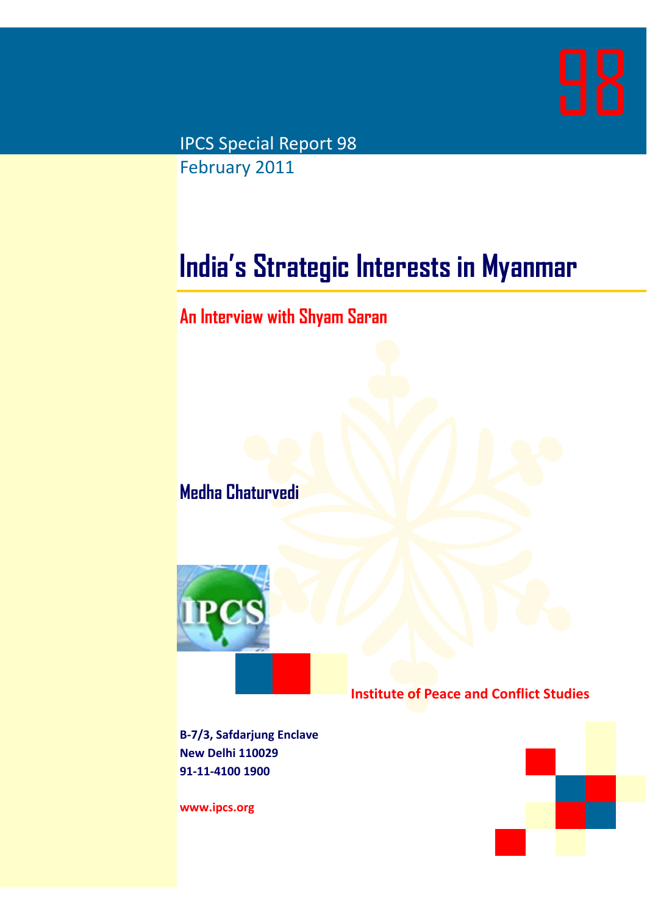98

IPCS Special Report 98

February 2011

# India's Strategic Interests in Myanmar

## An Interview with Shyam Saran

**Medha Chaturvedi**

**Institute of Peace and Conflict Studies**

**B-7/3, Safdarjung Enclave**
**New Delhi 110029**
**91-11-4100 1900**

**www.ipcs.org**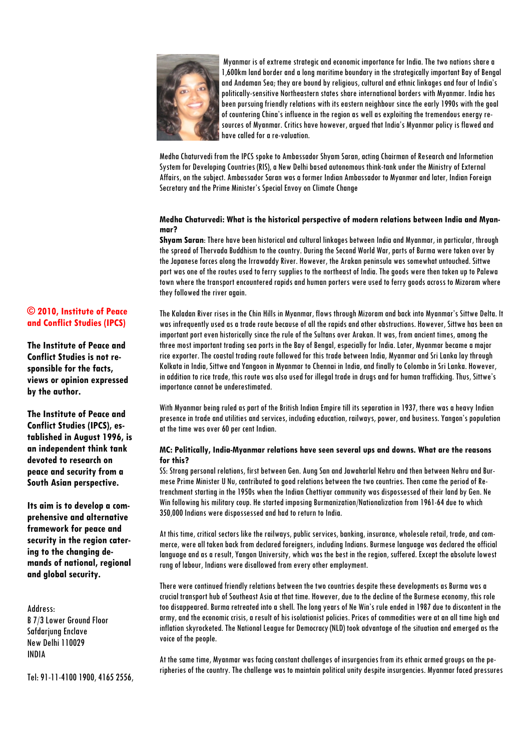Myanmar is of extreme strategic and economic importance for India. The two nations share a 1,600km land border and a long maritime boundary in the strategically important Bay of Bengal and Andaman Sea; they are bound by religious, cultural and ethnic linkages and four of India's politically-sensitive Northeastern states share international borders with Myanmar. India has been pursuing friendly relations with its eastern neighbour since the early 1990s with the goal of countering China's influence in the region as well as exploiting the tremendous energy resources of Myanmar. Critics have however, argued that India's Myanmar policy is flawed and have called for a re-valuation.

Medha Chaturvedi from the IPCS spoke to Ambassador Shyam Saran, acting Chairman of Research and Information System for Developing Countries (RIS), a New Delhi based autonomous think-tank under the Ministry of External Affairs, on the subject. Ambassador Saran was a former Indian Ambassador to Myanmar and later, Indian Foreign Secretary and the Prime Minister's Special Envoy on Climate Change

**Medha Chaturvedi: What is the historical perspective of modern relations between India and Myanmar?**

**Shyam Saran**: There have been historical and cultural linkages between India and Myanmar, in particular, through the spread of Thervada Buddhism to the country. During the Second World War, parts of Burma were taken over by the Japanese forces along the Irrawaddy River. However, the Arakan peninsula was somewhat untouched. Sittwe port was one of the routes used to ferry supplies to the northeast of India. The goods were then taken up to Palewa town where the transport encountered rapids and human porters were used to ferry goods across to Mizoram where they followed the river again.

The Kaladan River rises in the Chin Hills in Myanmar, flows through Mizoram and back into Myanmar's Sittwe Delta. It was infrequently used as a trade route because of all the rapids and other obstructions. However, Sittwe has been an important port even historically since the rule of the Sultans over Arakan. It was, from ancient times, among the three most important trading sea ports in the Bay of Bengal, especially for India. Later, Myanmar became a major rice exporter. The coastal trading route followed for this trade between India, Myanmar and Sri Lanka lay through Kolkata in India, Sittwe and Yangoon in Myanmar to Chennai in India, and finally to Colombo in Sri Lanka. However, in addition to rice trade, this route was also used for illegal trade in drugs and for human trafficking. Thus, Sittwe's importance cannot be underestimated.

With Myanmar being ruled as part of the British Indian Empire till its separation in 1937, there was a heavy Indian presence in trade and utilities and services, including education, railways, power, and business. Yangon's population at the time was over 60 per cent Indian.

**MC: Politically, India-Myanmar relations have seen several ups and downs. What are the reasons for this?**

SS: Strong personal relations, first between Gen. Aung San and Jawaharlal Nehru and then between Nehru and Burmese Prime Minister U Nu, contributed to good relations between the two countries. Then came the period of Retrenchment starting in the 1950s when the Indian Chettiyar community was dispossessed of their land by Gen. Ne Win following his military coup. He started imposing Burmanization/Nationalization from 1961-64 due to which 350,000 Indians were dispossessed and had to return to India.

At this time, critical sectors like the railways, public services, banking, insurance, wholesale retail, trade, and commerce, were all taken back from declared foreigners, including Indians. Burmese language was declared the official language and as a result, Yangon University, which was the best in the region, suffered. Except the absolute lowest rung of labour, Indians were disallowed from every other employment.

There were continued friendly relations between the two countries despite these developments as Burma was a crucial transport hub of Southeast Asia at that time. However, due to the decline of the Burmese economy, this role too disappeared. Burma retreated into a shell. The long years of Ne Win's rule ended in 1987 due to discontent in the army, and the economic crisis, a result of his isolationist policies. Prices of commodities were at an all time high and inflation skyrocketed. The National League for Democracy (NLD) took advantage of the situation and emerged as the voice of the people.

At the same time, Myanmar was facing constant challenges of insurgencies from its ethnic armed groups on the peripheries of the country. The challenge was to maintain political unity despite insurgencies. Myanmar faced pressures

**© 2010, Institute of Peace and Conflict Studies (IPCS)**

**The Institute of Peace and Conflict Studies is not responsible for the facts, views or opinion expressed by the author.**

**The Institute of Peace and Conflict Studies (IPCS), established in August 1996, is an independent think tank devoted to research on peace and security from a South Asian perspective.**

**Its aim is to develop a comprehensive and alternative framework for peace and security in the region catering to the changing demands of national, regional and global security.**

Address:
B 7/3 Lower Ground Floor
Safdarjung Enclave
New Delhi 110029
INDIA

Tel: 91-11-4100 1900, 4165 2556,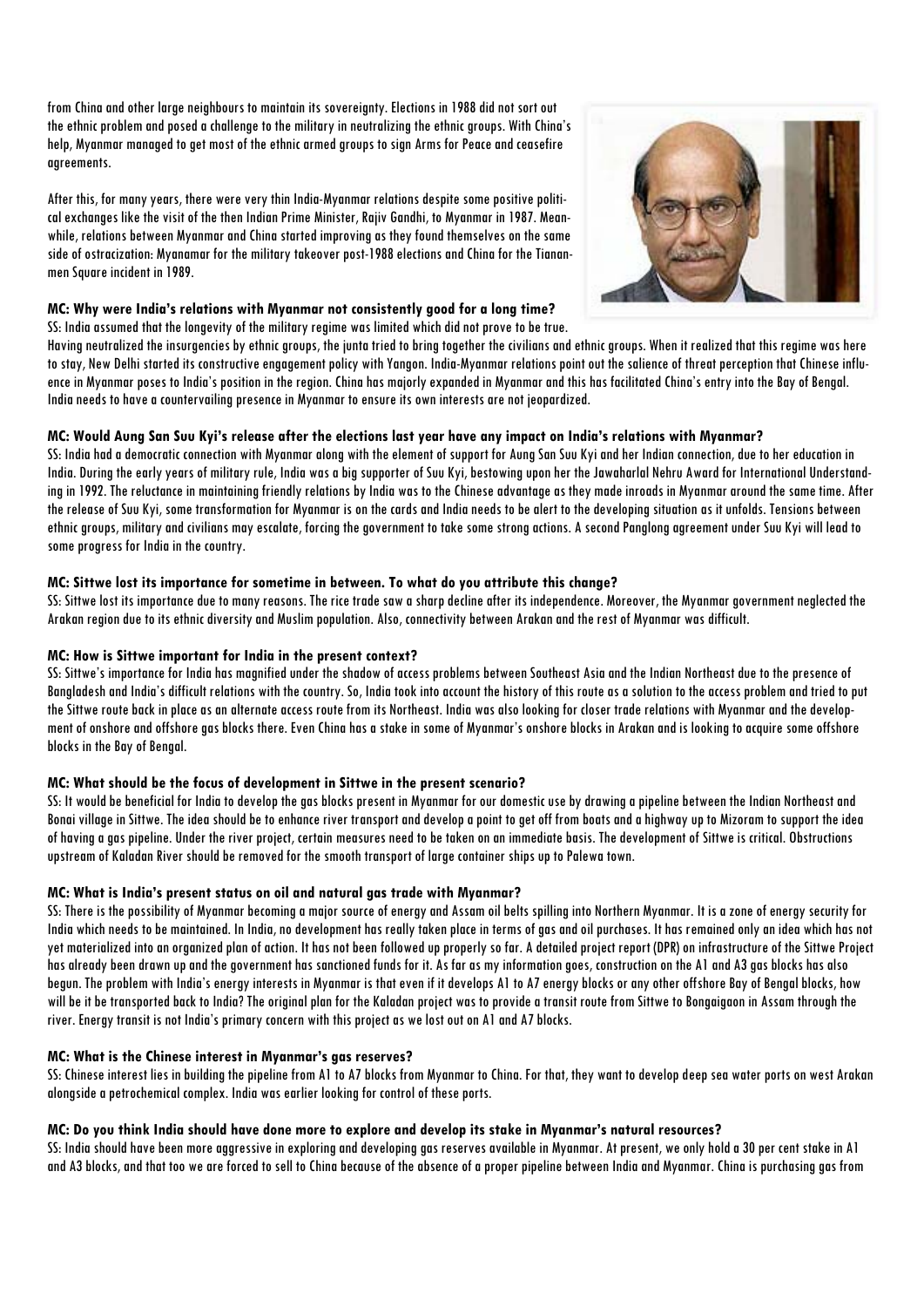from China and other large neighbours to maintain its sovereignty. Elections in 1988 did not sort out the ethnic problem and posed a challenge to the military in neutralizing the ethnic groups. With China's help, Myanmar managed to get most of the ethnic armed groups to sign Arms for Peace and ceasefire agreements.

After this, for many years, there were very thin India-Myanmar relations despite some positive political exchanges like the visit of the then Indian Prime Minister, Rajiv Gandhi, to Myanmar in 1987. Meanwhile, relations between Myanmar and China started improving as they found themselves on the same side of ostracization: Myanamar for the military takeover post-1988 elections and China for the Tiananmen Square incident in 1989.

**MC: Why were India's relations with Myanmar not consistently good for a long time?**

SS: India assumed that the longevity of the military regime was limited which did not prove to be true. Having neutralized the insurgencies by ethnic groups, the junta tried to bring together the civilians and ethnic groups. When it realized that this regime was here to stay, New Delhi started its constructive engagement policy with Yangon. India-Myanmar relations point out the salience of threat perception that Chinese influence in Myanmar poses to India's position in the region. China has majorly expanded in Myanmar and this has facilitated China's entry into the Bay of Bengal. India needs to have a countervailing presence in Myanmar to ensure its own interests are not jeopardized.

**MC: Would Aung San Suu Kyi's release after the elections last year have any impact on India's relations with Myanmar?**

SS: India had a democratic connection with Myanmar along with the element of support for Aung San Suu Kyi and her Indian connection, due to her education in India. During the early years of military rule, India was a big supporter of Suu Kyi, bestowing upon her the Jawaharlal Nehru Award for International Understanding in 1992. The reluctance in maintaining friendly relations by India was to the Chinese advantage as they made inroads in Myanmar around the same time. After the release of Suu Kyi, some transformation for Myanmar is on the cards and India needs to be alert to the developing situation as it unfolds. Tensions between ethnic groups, military and civilians may escalate, forcing the government to take some strong actions. A second Panglong agreement under Suu Kyi will lead to some progress for India in the country.

**MC: Sittwe lost its importance for sometime in between. To what do you attribute this change?**

SS: Sittwe lost its importance due to many reasons. The rice trade saw a sharp decline after its independence. Moreover, the Myanmar government neglected the Arakan region due to its ethnic diversity and Muslim population. Also, connectivity between Arakan and the rest of Myanmar was difficult.

**MC: How is Sittwe important for India in the present context?**

SS: Sittwe's importance for India has magnified under the shadow of access problems between Southeast Asia and the Indian Northeast due to the presence of Bangladesh and India's difficult relations with the country. So, India took into account the history of this route as a solution to the access problem and tried to put the Sittwe route back in place as an alternate access route from its Northeast. India was also looking for closer trade relations with Myanmar and the development of onshore and offshore gas blocks there. Even China has a stake in some of Myanmar's onshore blocks in Arakan and is looking to acquire some offshore blocks in the Bay of Bengal.

**MC: What should be the focus of development in Sittwe in the present scenario?**

SS: It would be beneficial for India to develop the gas blocks present in Myanmar for our domestic use by drawing a pipeline between the Indian Northeast and Bonai village in Sittwe. The idea should be to enhance river transport and develop a point to get off from boats and a highway up to Mizoram to support the idea of having a gas pipeline. Under the river project, certain measures need to be taken on an immediate basis. The development of Sittwe is critical. Obstructions upstream of Kaladan River should be removed for the smooth transport of large container ships up to Palewa town.

**MC: What is India's present status on oil and natural gas trade with Myanmar?**

SS: There is the possibility of Myanmar becoming a major source of energy and Assam oil belts spilling into Northern Myanmar. It is a zone of energy security for India which needs to be maintained. In India, no development has really taken place in terms of gas and oil purchases. It has remained only an idea which has not yet materialized into an organized plan of action. It has not been followed up properly so far. A detailed project report (DPR) on infrastructure of the Sittwe Project has already been drawn up and the government has sanctioned funds for it. As far as my information goes, construction on the A1 and A3 gas blocks has also begun. The problem with India's energy interests in Myanmar is that even if it develops A1 to A7 energy blocks or any other offshore Bay of Bengal blocks, how will be it be transported back to India? The original plan for the Kaladan project was to provide a transit route from Sittwe to Bongaigaon in Assam through the river. Energy transit is not India's primary concern with this project as we lost out on A1 and A7 blocks.

**MC: What is the Chinese interest in Myanmar's gas reserves?**

SS: Chinese interest lies in building the pipeline from A1 to A7 blocks from Myanmar to China. For that, they want to develop deep sea water ports on west Arakan alongside a petrochemical complex. India was earlier looking for control of these ports.

**MC: Do you think India should have done more to explore and develop its stake in Myanmar's natural resources?**

SS: India should have been more aggressive in exploring and developing gas reserves available in Myanmar. At present, we only hold a 30 per cent stake in A1 and A3 blocks, and that too we are forced to sell to China because of the absence of a proper pipeline between India and Myanmar. China is purchasing gas from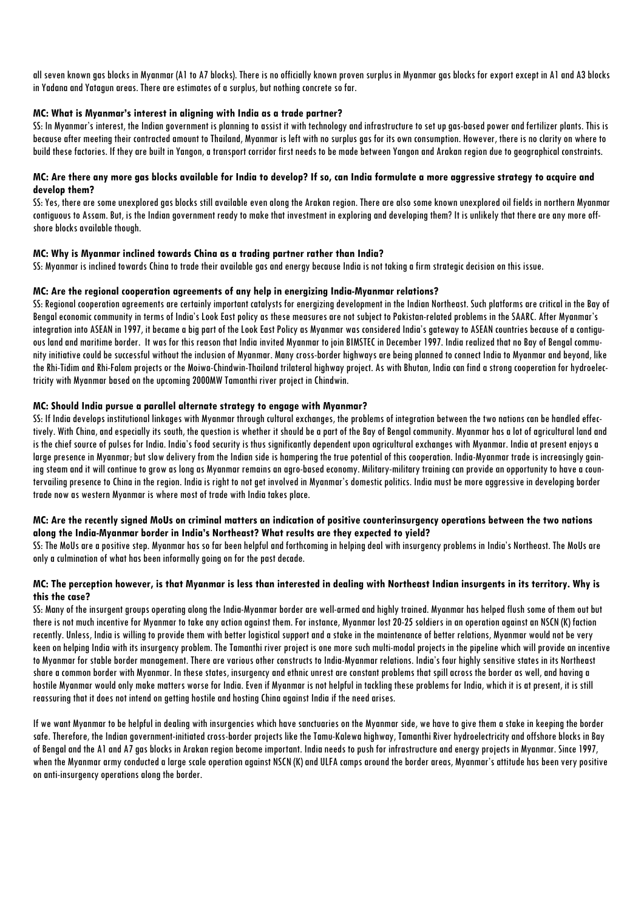all seven known gas blocks in Myanmar (A1 to A7 blocks). There is no officially known proven surplus in Myanmar gas blocks for export except in A1 and A3 blocks in Yadana and Yatagun areas. There are estimates of a surplus, but nothing concrete so far.

**MC: What is Myanmar's interest in aligning with India as a trade partner?**

SS: In Myanmar's interest, the Indian government is planning to assist it with technology and infrastructure to set up gas-based power and fertilizer plants. This is because after meeting their contracted amount to Thailand, Myanmar is left with no surplus gas for its own consumption. However, there is no clarity on where to build these factories. If they are built in Yangon, a transport corridor first needs to be made between Yangon and Arakan region due to geographical constraints.

**MC: Are there any more gas blocks available for India to develop? If so, can India formulate a more aggressive strategy to acquire and develop them?**

SS: Yes, there are some unexplored gas blocks still available even along the Arakan region. There are also some known unexplored oil fields in northern Myanmar contiguous to Assam. But, is the Indian government ready to make that investment in exploring and developing them? It is unlikely that there are any more off-shore blocks available though.

**MC: Why is Myanmar inclined towards China as a trading partner rather than India?**

SS: Myanmar is inclined towards China to trade their available gas and energy because India is not taking a firm strategic decision on this issue.

**MC: Are the regional cooperation agreements of any help in energizing India-Myanmar relations?**

SS: Regional cooperation agreements are certainly important catalysts for energizing development in the Indian Northeast. Such platforms are critical in the Bay of Bengal economic community in terms of India's Look East policy as these measures are not subject to Pakistan-related problems in the SAARC. After Myanmar's integration into ASEAN in 1997, it became a big part of the Look East Policy as Myanmar was considered India's gateway to ASEAN countries because of a contiguous land and maritime border. It was for this reason that India invited Myanmar to join BIMSTEC in December 1997. India realized that no Bay of Bengal community initiative could be successful without the inclusion of Myanmar. Many cross-border highways are being planned to connect India to Myanmar and beyond, like the Rhi-Tidim and Rhi-Falam projects or the Moiwa-Chindwin-Thailand trilateral highway project. As with Bhutan, India can find a strong cooperation for hydroelectricity with Myanmar based on the upcoming 2000MW Tamanthi river project in Chindwin.

**MC: Should India pursue a parallel alternate strategy to engage with Myanmar?**

SS: If India develops institutional linkages with Myanmar through cultural exchanges, the problems of integration between the two nations can be handled effectively. With China, and especially its south, the question is whether it should be a part of the Bay of Bengal community. Myanmar has a lot of agricultural land and is the chief source of pulses for India. India's food security is thus significantly dependent upon agricultural exchanges with Myanmar. India at present enjoys a large presence in Myanmar; but slow delivery from the Indian side is hampering the true potential of this cooperation. India-Myanmar trade is increasingly gaining steam and it will continue to grow as long as Myanmar remains an agro-based economy. Military-military training can provide an opportunity to have a countervailing presence to China in the region. India is right to not get involved in Myanmar's domestic politics. India must be more aggressive in developing border trade now as western Myanmar is where most of trade with India takes place.

**MC: Are the recently signed MoUs on criminal matters an indication of positive counterinsurgency operations between the two nations along the India-Myanmar border in India's Northeast? What results are they expected to yield?**

SS: The MoUs are a positive step. Myanmar has so far been helpful and forthcoming in helping deal with insurgency problems in India's Northeast. The MoUs are only a culmination of what has been informally going on for the past decade.

**MC: The perception however, is that Myanmar is less than interested in dealing with Northeast Indian insurgents in its territory. Why is this the case?**

SS: Many of the insurgent groups operating along the India-Myanmar border are well-armed and highly trained. Myanmar has helped flush some of them out but there is not much incentive for Myanmar to take any action against them. For instance, Myanmar lost 20-25 soldiers in an operation against an NSCN (K) faction recently. Unless, India is willing to provide them with better logistical support and a stake in the maintenance of better relations, Myanmar would not be very keen on helping India with its insurgency problem. The Tamanthi river project is one more such multi-modal projects in the pipeline which will provide an incentive to Myanmar for stable border management. There are various other constructs to India-Myanmar relations. India's four highly sensitive states in its Northeast share a common border with Myanmar. In these states, insurgency and ethnic unrest are constant problems that spill across the border as well, and having a hostile Myanmar would only make matters worse for India. Even if Myanmar is not helpful in tackling these problems for India, which it is at present, it is still reassuring that it does not intend on getting hostile and hosting China against India if the need arises.

If we want Myanmar to be helpful in dealing with insurgencies which have sanctuaries on the Myanmar side, we have to give them a stake in keeping the border safe. Therefore, the Indian government-initiated cross-border projects like the Tamu-Kalewa highway, Tamanthi River hydroelectricity and offshore blocks in Bay of Bengal and the A1 and A7 gas blocks in Arakan region become important. India needs to push for infrastructure and energy projects in Myanmar. Since 1997, when the Myanmar army conducted a large scale operation against NSCN (K) and ULFA camps around the border areas, Myanmar's attitude has been very positive on anti-insurgency operations along the border.